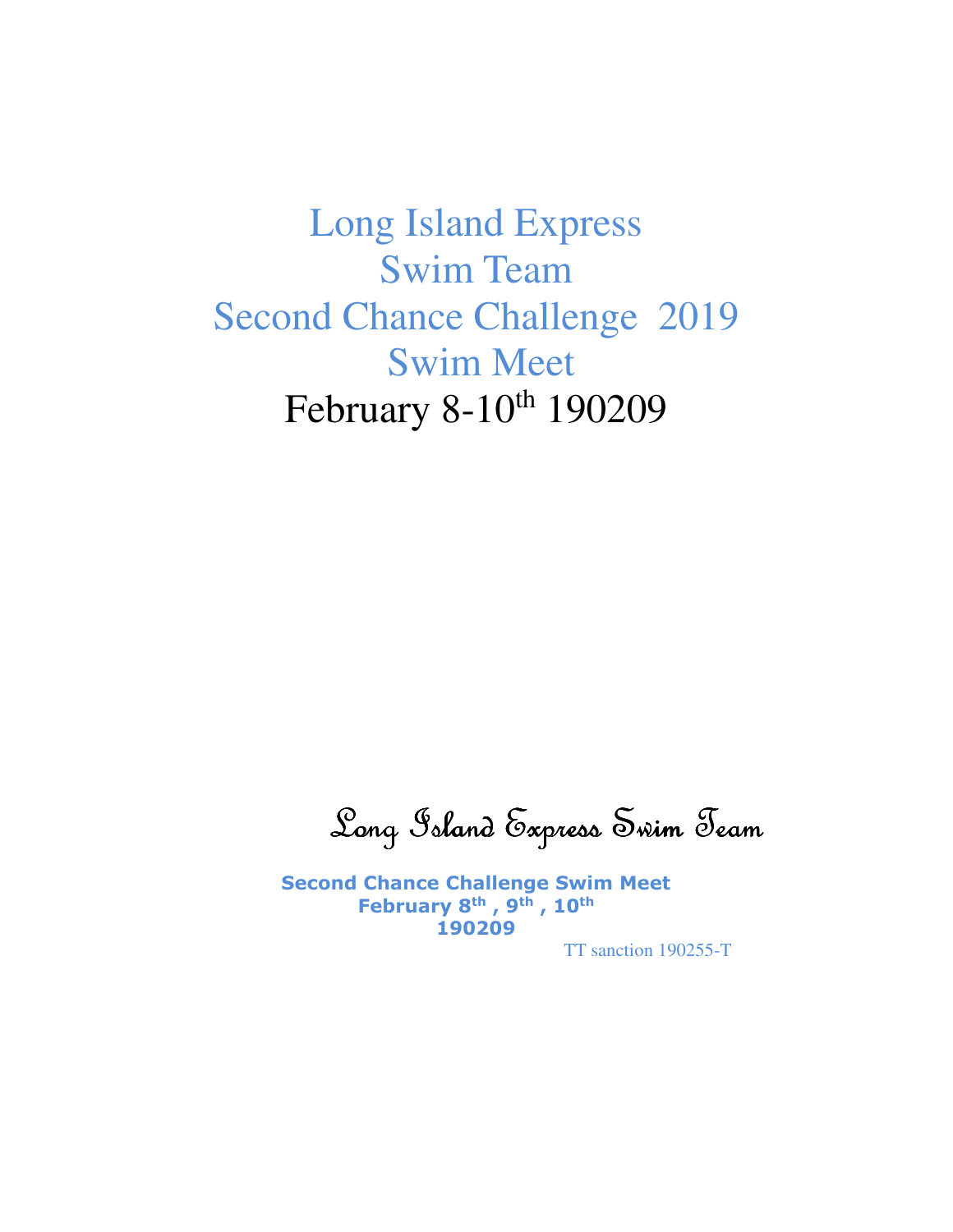# Long Island Express Swim Team Second Chance Challenge 2019 Swim Meet

February 8-10th 190209

Long Island Express Swim Team

**Second Chance Challenge Swim Meet**
**February 8th , 9th , 10th**
**190209**

TT sanction 190255-T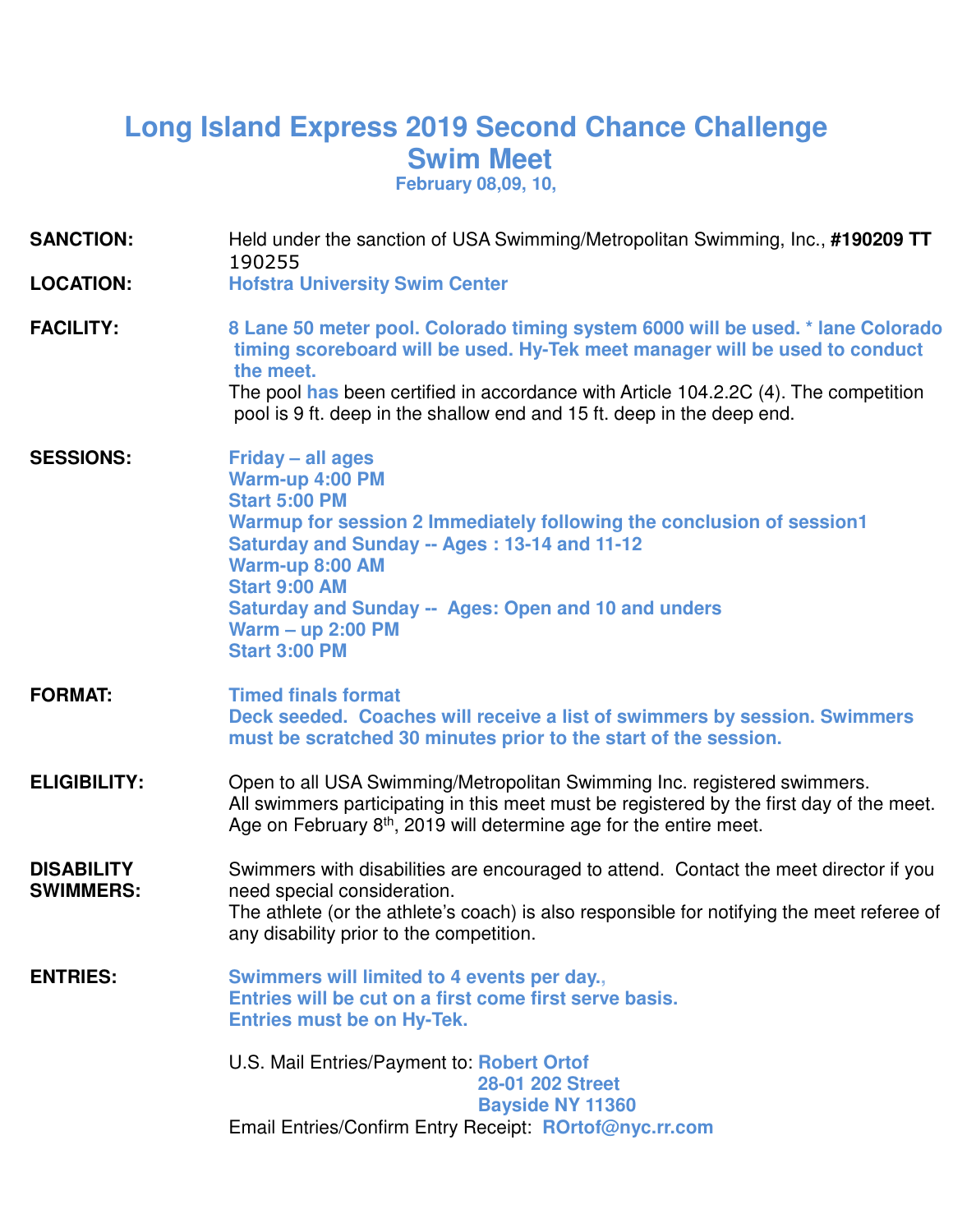# Long Island Express 2019 Second Chance Challenge Swim Meet

**February 08,09, 10,**

**SANCTION:** Held under the sanction of USA Swimming/Metropolitan Swimming, Inc., **#190209 TT** 190255

**LOCATION:** **Hofstra University Swim Center**

**FACILITY:** **8 Lane 50 meter pool. Colorado timing system 6000 will be used. * lane Colorado timing scoreboard will be used. Hy-Tek meet manager will be used to conduct the meet.**
The pool **has** been certified in accordance with Article 104.2.2C (4). The competition pool is 9 ft. deep in the shallow end and 15 ft. deep in the deep end.

**SESSIONS:**
**Friday – all ages**
**Warm-up 4:00 PM**
**Start 5:00 PM**
**Warmup for session 2 Immediately following the conclusion of session1**
**Saturday and Sunday -- Ages : 13-14 and 11-12**
**Warm-up 8:00 AM**
**Start 9:00 AM**
**Saturday and Sunday -- Ages: Open and 10 and unders**
**Warm – up 2:00 PM**
**Start 3:00 PM**

**FORMAT:**
**Timed finals format**
**Deck seeded. Coaches will receive a list of swimmers by session. Swimmers must be scratched 30 minutes prior to the start of the session.**

**ELIGIBILITY:** Open to all USA Swimming/Metropolitan Swimming Inc. registered swimmers. All swimmers participating in this meet must be registered by the first day of the meet. Age on February 8th, 2019 will determine age for the entire meet.

**DISABILITY SWIMMERS:** Swimmers with disabilities are encouraged to attend. Contact the meet director if you need special consideration.
The athlete (or the athlete's coach) is also responsible for notifying the meet referee of any disability prior to the competition.

**ENTRIES:**
**Swimmers will limited to 4 events per day.,**
**Entries will be cut on a first come first serve basis.**
**Entries must be on Hy-Tek.**

U.S. Mail Entries/Payment to: **Robert Ortof**
**28-01 202 Street**
**Bayside NY 11360**

Email Entries/Confirm Entry Receipt: **ROrtof@nyc.rr.com**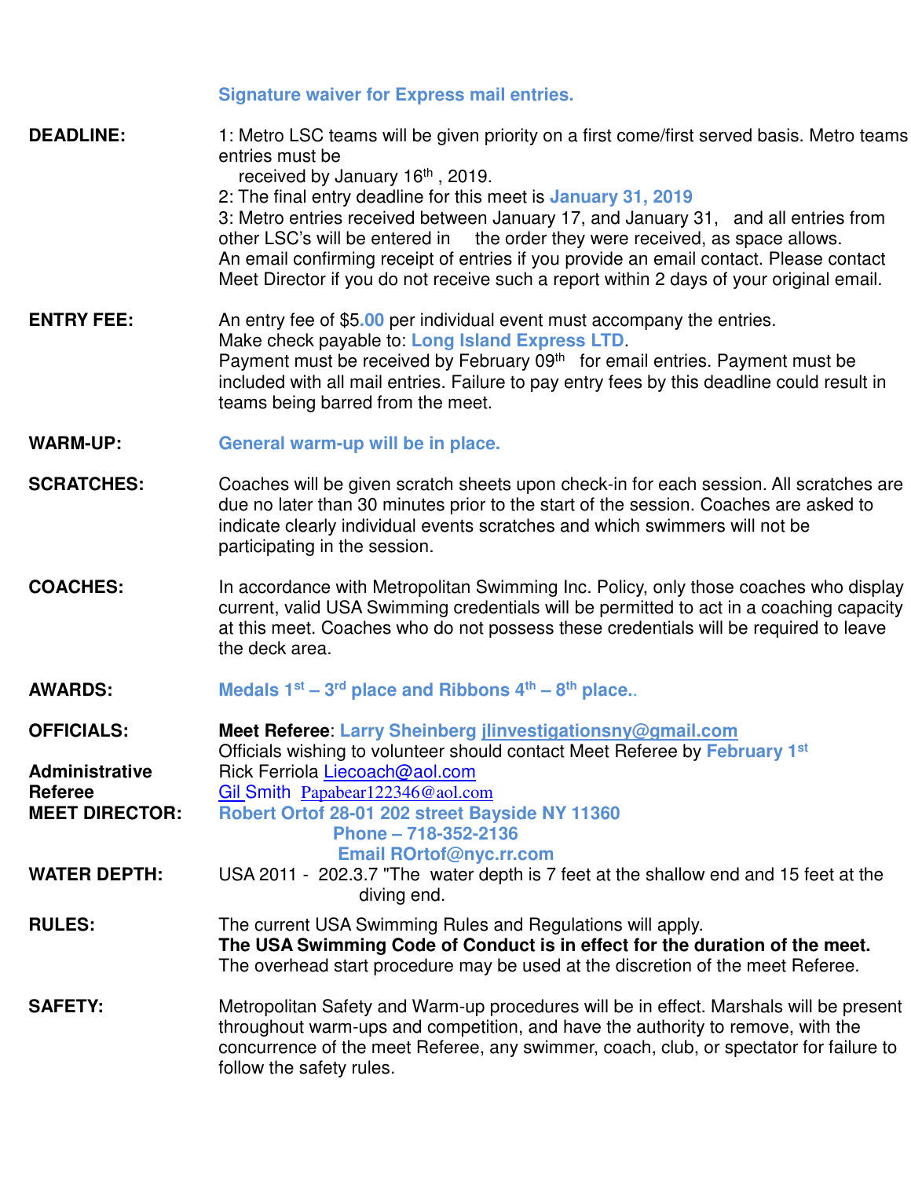**Signature waiver for Express mail entries.**

**DEADLINE:**

1: Metro LSC teams will be given priority on a first come/first served basis. Metro teams entries must be received by January 16th , 2019.
2: The final entry deadline for this meet is **January 31, 2019**
3: Metro entries received between January 17, and January 31, and all entries from other LSC's will be entered in the order they were received, as space allows.
An email confirming receipt of entries if you provide an email contact. Please contact Meet Director if you do not receive such a report within 2 days of your original email.

**ENTRY FEE:**

An entry fee of $5.00 per individual event must accompany the entries.
Make check payable to: **Long Island Express LTD**.
Payment must be received by February 09th for email entries. Payment must be included with all mail entries. Failure to pay entry fees by this deadline could result in teams being barred from the meet.

**WARM-UP:** **General warm-up will be in place.**

**SCRATCHES:**

Coaches will be given scratch sheets upon check-in for each session. All scratches are due no later than 30 minutes prior to the start of the session. Coaches are asked to indicate clearly individual events scratches and which swimmers will not be participating in the session.

**COACHES:**

In accordance with Metropolitan Swimming Inc. Policy, only those coaches who display current, valid USA Swimming credentials will be permitted to act in a coaching capacity at this meet. Coaches who do not possess these credentials will be required to leave the deck area.

**AWARDS:** **Medals 1st – 3rd place and Ribbons 4th – 8th place..**

**OFFICIALS:**

**Meet Referee**: **Larry Sheinberg** jlinvestigationsny@gmail.com
Officials wishing to volunteer should contact Meet Referee by **February 1st**

**Administrative Referee**

Rick Ferriola Liecoach@aol.com
Gil Smith Papabear122346@aol.com

**MEET DIRECTOR:**

**Robert Ortof 28-01 202 street Bayside NY 11360**
**Phone – 718-352-2136**
**Email ROrtof@nyc.rr.com**

**WATER DEPTH:**

USA 2011 - 202.3.7 "The water depth is 7 feet at the shallow end and 15 feet at the diving end.

**RULES:**

The current USA Swimming Rules and Regulations will apply.
**The USA Swimming Code of Conduct is in effect for the duration of the meet.**
The overhead start procedure may be used at the discretion of the meet Referee.

**SAFETY:**

Metropolitan Safety and Warm-up procedures will be in effect. Marshals will be present throughout warm-ups and competition, and have the authority to remove, with the concurrence of the meet Referee, any swimmer, coach, club, or spectator for failure to follow the safety rules.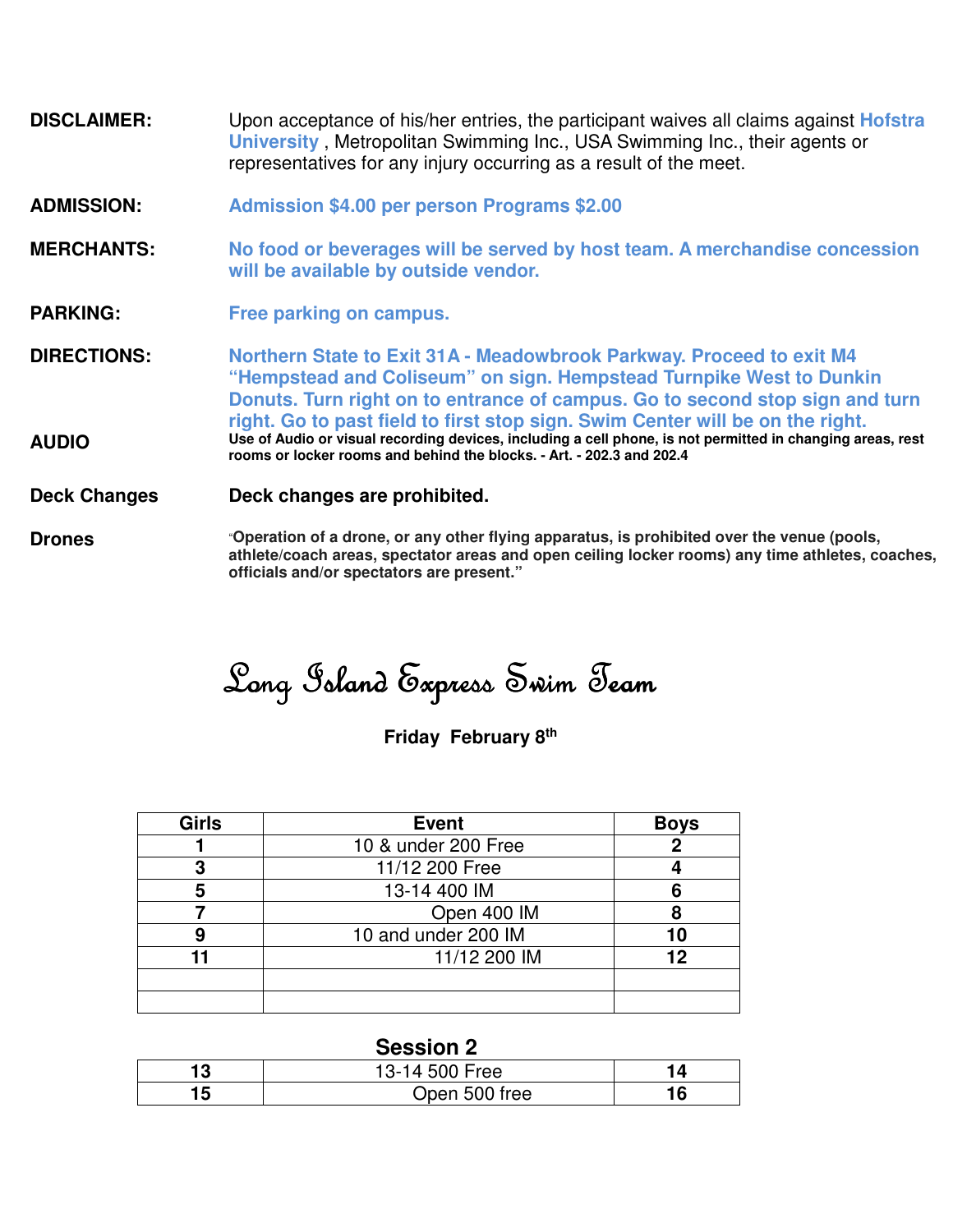**DISCLAIMER:** Upon acceptance of his/her entries, the participant waives all claims against **Hofstra University** , Metropolitan Swimming Inc., USA Swimming Inc., their agents or representatives for any injury occurring as a result of the meet.

**ADMISSION:** **Admission $4.00 per person Programs $2.00**

**MERCHANTS:** **No food or beverages will be served by host team. A merchandise concession will be available by outside vendor.**

**PARKING:** **Free parking on campus.**

**DIRECTIONS:** **Northern State to Exit 31A - Meadowbrook Parkway. Proceed to exit M4 "Hempstead and Coliseum" on sign. Hempstead Turnpike West to Dunkin Donuts. Turn right on to entrance of campus. Go to second stop sign and turn right. Go to past field to first stop sign. Swim Center will be on the right.**

**AUDIO** **Use of Audio or visual recording devices, including a cell phone, is not permitted in changing areas, rest rooms or locker rooms and behind the blocks. - Art. - 202.3 and 202.4**

**Deck Changes** **Deck changes are prohibited.**

**Drones** **"Operation of a drone, or any other flying apparatus, is prohibited over the venue (pools, athlete/coach areas, spectator areas and open ceiling locker rooms) any time athletes, coaches, officials and/or spectators are present."**

# Long Island Express Swim Team

**Friday February 8th**

| Girls | Event | Boys |
|---|---|---|
| **1** | 10 & under 200 Free | **2** |
| **3** | 11/12 200 Free | **4** |
| **5** | 13-14 400 IM | **6** |
| **7** | Open 400 IM | **8** |
| **9** | 10 and under 200 IM | **10** |
| **11** | 11/12 200 IM | **12** |
| | | |
| | | |

**Session 2**

| Girls | Event | Boys |
|---|---|---|
| **13** | 13-14 500 Free | **14** |
| **15** | Open 500 free | **16** |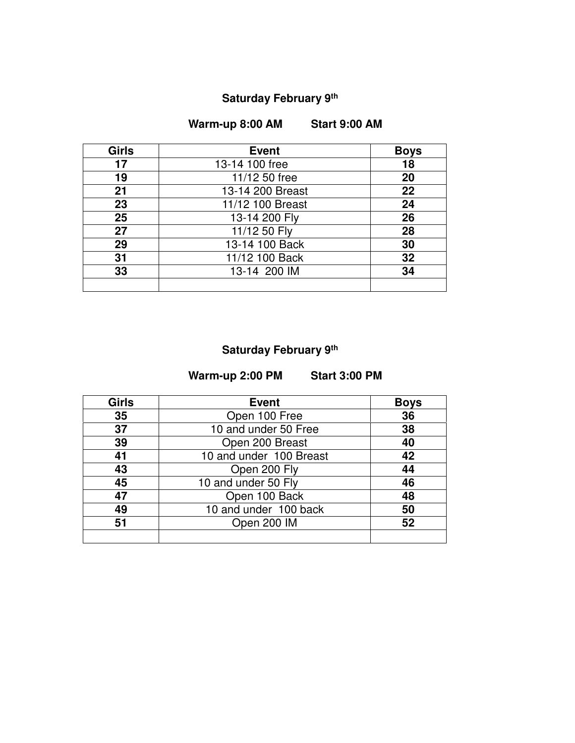**Saturday February 9th**

**Warm-up 8:00 AM          Start 9:00 AM**

| Girls | Event | Boys |
|---|---|---|
| 17 | 13-14 100 free | 18 |
| 19 | 11/12 50 free | 20 |
| 21 | 13-14 200 Breast | 22 |
| 23 | 11/12 100 Breast | 24 |
| 25 | 13-14 200 Fly | 26 |
| 27 | 11/12 50 Fly | 28 |
| 29 | 13-14 100 Back | 30 |
| 31 | 11/12 100 Back | 32 |
| 33 | 13-14 200 IM | 34 |
| | | |

**Saturday February 9th**

**Warm-up 2:00 PM          Start 3:00 PM**

| Girls | Event | Boys |
|---|---|---|
| 35 | Open 100 Free | 36 |
| 37 | 10 and under 50 Free | 38 |
| 39 | Open 200 Breast | 40 |
| 41 | 10 and under 100 Breast | 42 |
| 43 | Open 200 Fly | 44 |
| 45 | 10 and under 50 Fly | 46 |
| 47 | Open 100 Back | 48 |
| 49 | 10 and under 100 back | 50 |
| 51 | Open 200 IM | 52 |
| | | |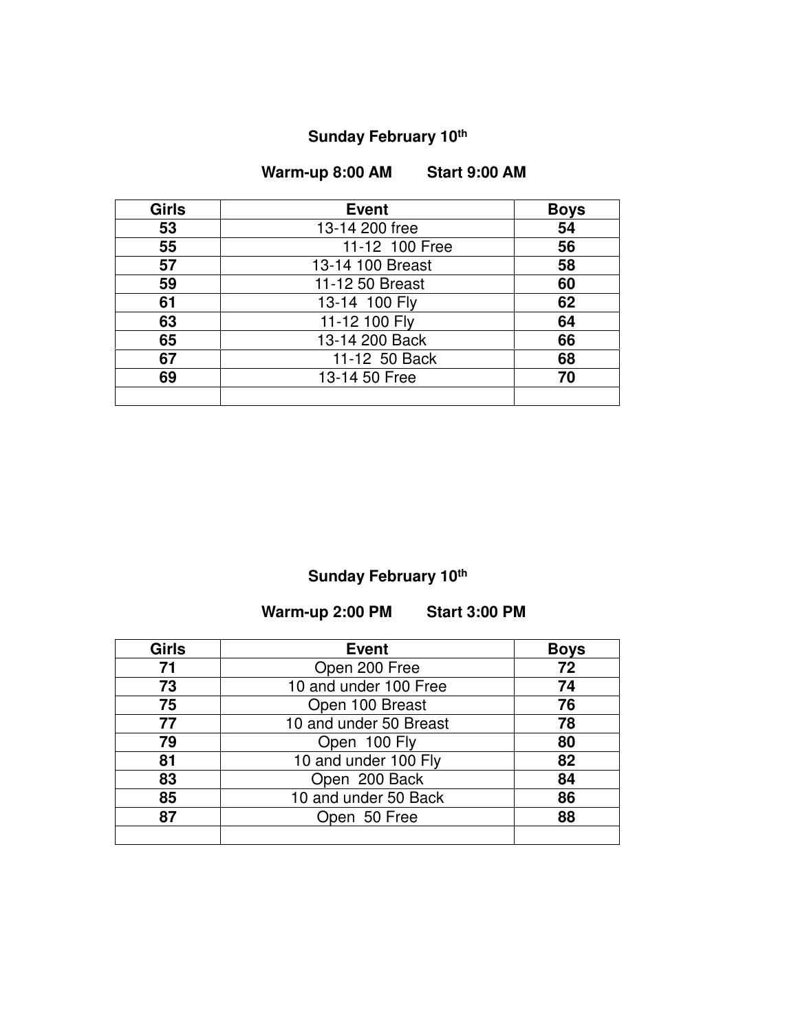**Sunday February 10th**

**Warm-up 8:00 AM        Start 9:00 AM**

| Girls | Event | Boys |
|---|---|---|
| **53** | 13-14 200 free | **54** |
| **55** | 11-12 100 Free | **56** |
| **57** | 13-14 100 Breast | **58** |
| **59** | 11-12 50 Breast | **60** |
| **61** | 13-14 100 Fly | **62** |
| **63** | 11-12 100 Fly | **64** |
| **65** | 13-14 200 Back | **66** |
| **67** | 11-12 50 Back | **68** |
| **69** | 13-14 50 Free | **70** |
| | | |

**Sunday February 10th**

**Warm-up 2:00 PM        Start 3:00 PM**

| Girls | Event | Boys |
|---|---|---|
| **71** | Open 200 Free | **72** |
| **73** | 10 and under 100 Free | **74** |
| **75** | Open 100 Breast | **76** |
| **77** | 10 and under 50 Breast | **78** |
| **79** | Open 100 Fly | **80** |
| **81** | 10 and under 100 Fly | **82** |
| **83** | Open 200 Back | **84** |
| **85** | 10 and under 50 Back | **86** |
| **87** | Open 50 Free | **88** |
| | | |